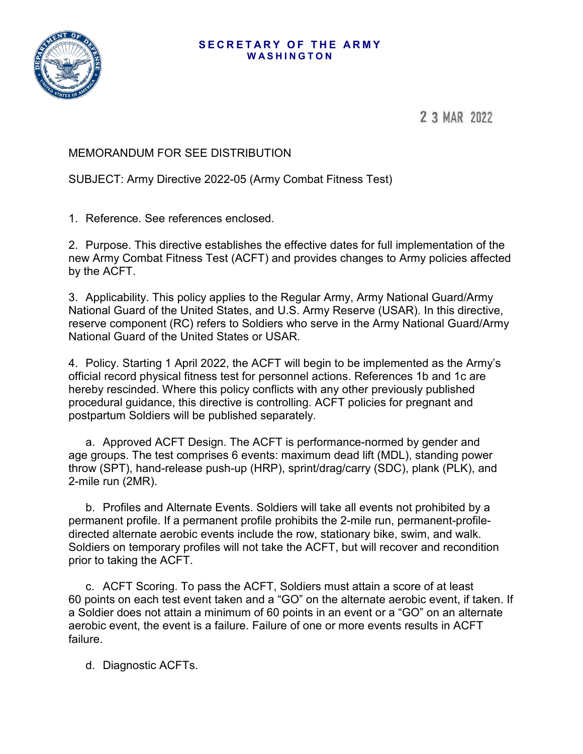**SECRETARY OF THE ARMY**
**WASHINGTON**

23 MAR 2022

MEMORANDUM FOR SEE DISTRIBUTION

SUBJECT: Army Directive 2022-05 (Army Combat Fitness Test)

1. Reference. See references enclosed.

2. Purpose. This directive establishes the effective dates for full implementation of the new Army Combat Fitness Test (ACFT) and provides changes to Army policies affected by the ACFT.

3. Applicability. This policy applies to the Regular Army, Army National Guard/Army National Guard of the United States, and U.S. Army Reserve (USAR). In this directive, reserve component (RC) refers to Soldiers who serve in the Army National Guard/Army National Guard of the United States or USAR.

4. Policy. Starting 1 April 2022, the ACFT will begin to be implemented as the Army's official record physical fitness test for personnel actions. References 1b and 1c are hereby rescinded. Where this policy conflicts with any other previously published procedural guidance, this directive is controlling. ACFT policies for pregnant and postpartum Soldiers will be published separately.

a. Approved ACFT Design. The ACFT is performance-normed by gender and age groups. The test comprises 6 events: maximum dead lift (MDL), standing power throw (SPT), hand-release push-up (HRP), sprint/drag/carry (SDC), plank (PLK), and 2-mile run (2MR).

b. Profiles and Alternate Events. Soldiers will take all events not prohibited by a permanent profile. If a permanent profile prohibits the 2-mile run, permanent-profile-directed alternate aerobic events include the row, stationary bike, swim, and walk. Soldiers on temporary profiles will not take the ACFT, but will recover and recondition prior to taking the ACFT.

c. ACFT Scoring. To pass the ACFT, Soldiers must attain a score of at least 60 points on each test event taken and a "GO" on the alternate aerobic event, if taken. If a Soldier does not attain a minimum of 60 points in an event or a "GO" on an alternate aerobic event, the event is a failure. Failure of one or more events results in ACFT failure.

d. Diagnostic ACFTs.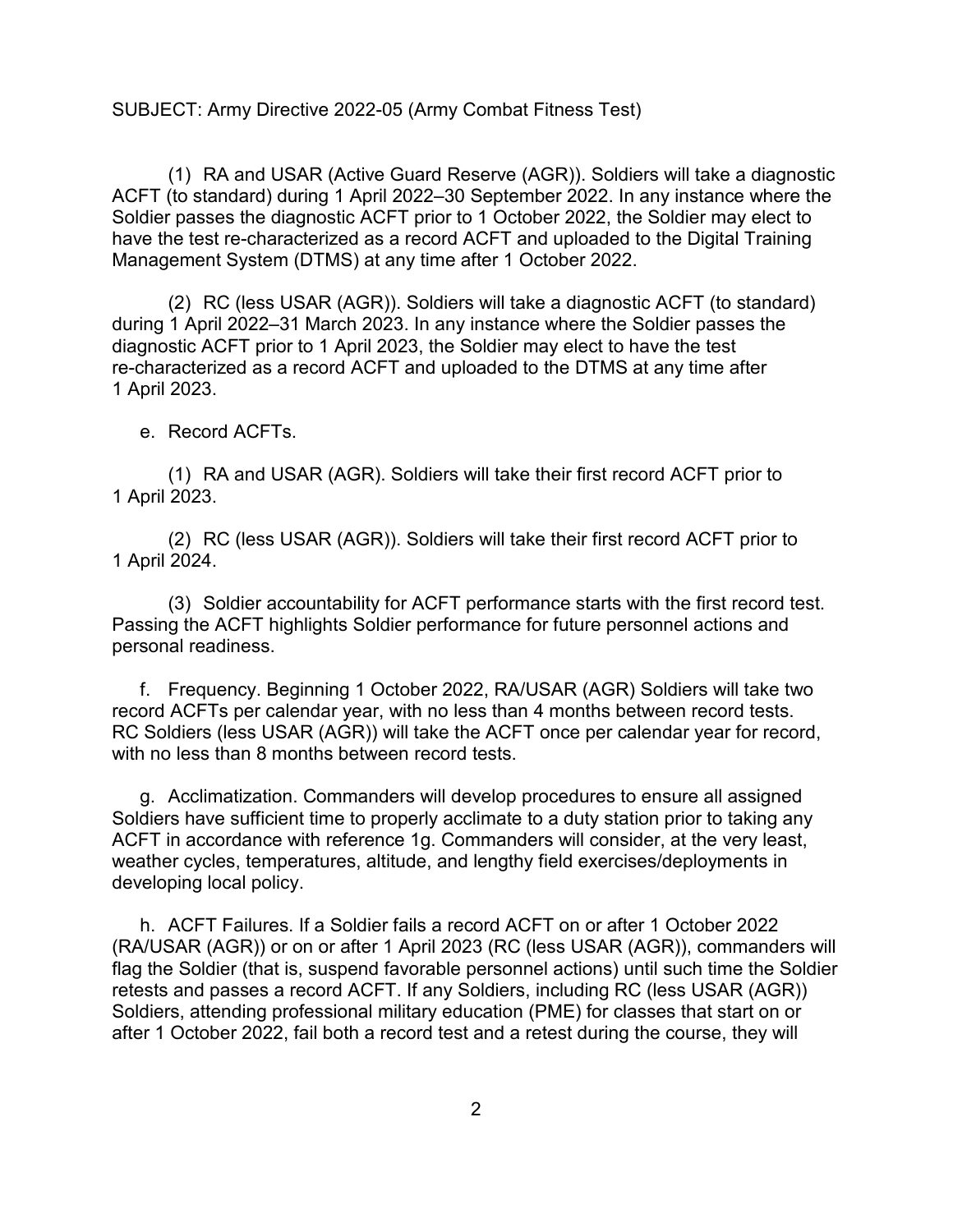SUBJECT: Army Directive 2022-05 (Army Combat Fitness Test)

(1) RA and USAR (Active Guard Reserve (AGR)). Soldiers will take a diagnostic ACFT (to standard) during 1 April 2022–30 September 2022. In any instance where the Soldier passes the diagnostic ACFT prior to 1 October 2022, the Soldier may elect to have the test re-characterized as a record ACFT and uploaded to the Digital Training Management System (DTMS) at any time after 1 October 2022.

(2) RC (less USAR (AGR)). Soldiers will take a diagnostic ACFT (to standard) during 1 April 2022–31 March 2023. In any instance where the Soldier passes the diagnostic ACFT prior to 1 April 2023, the Soldier may elect to have the test re-characterized as a record ACFT and uploaded to the DTMS at any time after 1 April 2023.

e. Record ACFTs.

(1) RA and USAR (AGR). Soldiers will take their first record ACFT prior to 1 April 2023.

(2) RC (less USAR (AGR)). Soldiers will take their first record ACFT prior to 1 April 2024.

(3) Soldier accountability for ACFT performance starts with the first record test. Passing the ACFT highlights Soldier performance for future personnel actions and personal readiness.

f. Frequency. Beginning 1 October 2022, RA/USAR (AGR) Soldiers will take two record ACFTs per calendar year, with no less than 4 months between record tests. RC Soldiers (less USAR (AGR)) will take the ACFT once per calendar year for record, with no less than 8 months between record tests.

g. Acclimatization. Commanders will develop procedures to ensure all assigned Soldiers have sufficient time to properly acclimate to a duty station prior to taking any ACFT in accordance with reference 1g. Commanders will consider, at the very least, weather cycles, temperatures, altitude, and lengthy field exercises/deployments in developing local policy.

h. ACFT Failures. If a Soldier fails a record ACFT on or after 1 October 2022 (RA/USAR (AGR)) or on or after 1 April 2023 (RC (less USAR (AGR)), commanders will flag the Soldier (that is, suspend favorable personnel actions) until such time the Soldier retests and passes a record ACFT. If any Soldiers, including RC (less USAR (AGR)) Soldiers, attending professional military education (PME) for classes that start on or after 1 October 2022, fail both a record test and a retest during the course, they will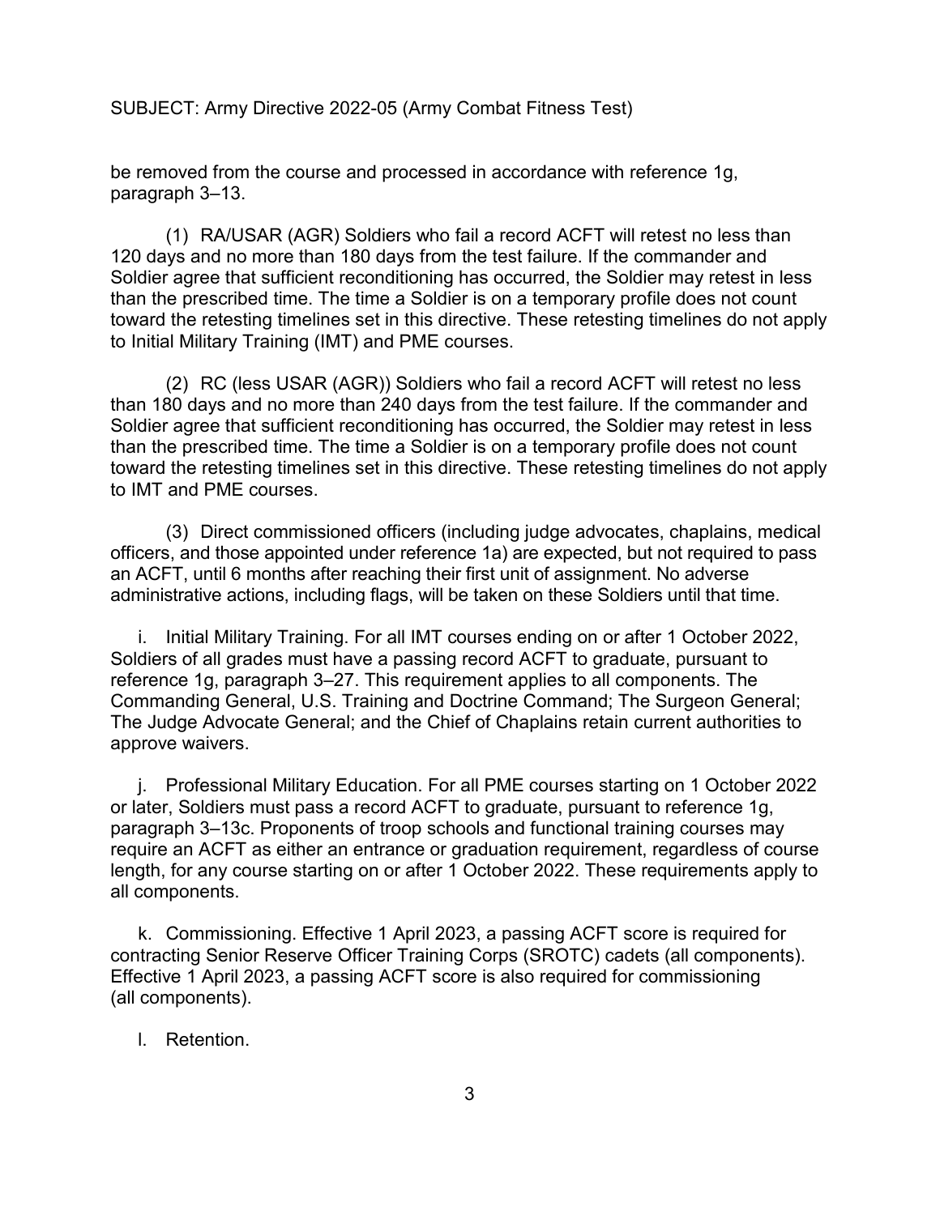be removed from the course and processed in accordance with reference 1g, paragraph 3–13.

(1) RA/USAR (AGR) Soldiers who fail a record ACFT will retest no less than 120 days and no more than 180 days from the test failure. If the commander and Soldier agree that sufficient reconditioning has occurred, the Soldier may retest in less than the prescribed time. The time a Soldier is on a temporary profile does not count toward the retesting timelines set in this directive. These retesting timelines do not apply to Initial Military Training (IMT) and PME courses.

(2) RC (less USAR (AGR)) Soldiers who fail a record ACFT will retest no less than 180 days and no more than 240 days from the test failure. If the commander and Soldier agree that sufficient reconditioning has occurred, the Soldier may retest in less than the prescribed time. The time a Soldier is on a temporary profile does not count toward the retesting timelines set in this directive. These retesting timelines do not apply to IMT and PME courses.

(3) Direct commissioned officers (including judge advocates, chaplains, medical officers, and those appointed under reference 1a) are expected, but not required to pass an ACFT, until 6 months after reaching their first unit of assignment. No adverse administrative actions, including flags, will be taken on these Soldiers until that time.

i. Initial Military Training. For all IMT courses ending on or after 1 October 2022, Soldiers of all grades must have a passing record ACFT to graduate, pursuant to reference 1g, paragraph 3–27. This requirement applies to all components. The Commanding General, U.S. Training and Doctrine Command; The Surgeon General; The Judge Advocate General; and the Chief of Chaplains retain current authorities to approve waivers.

j. Professional Military Education. For all PME courses starting on 1 October 2022 or later, Soldiers must pass a record ACFT to graduate, pursuant to reference 1g, paragraph 3–13c. Proponents of troop schools and functional training courses may require an ACFT as either an entrance or graduation requirement, regardless of course length, for any course starting on or after 1 October 2022. These requirements apply to all components.

k. Commissioning. Effective 1 April 2023, a passing ACFT score is required for contracting Senior Reserve Officer Training Corps (SROTC) cadets (all components). Effective 1 April 2023, a passing ACFT score is also required for commissioning (all components).

l. Retention.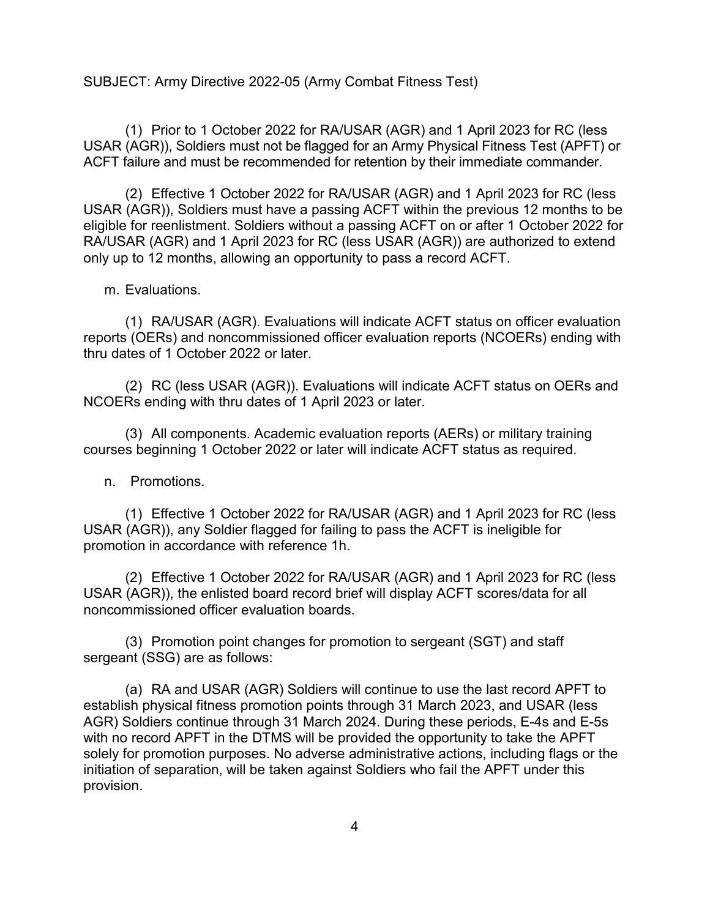SUBJECT: Army Directive 2022-05 (Army Combat Fitness Test)

(1) Prior to 1 October 2022 for RA/USAR (AGR) and 1 April 2023 for RC (less USAR (AGR)), Soldiers must not be flagged for an Army Physical Fitness Test (APFT) or ACFT failure and must be recommended for retention by their immediate commander.

(2) Effective 1 October 2022 for RA/USAR (AGR) and 1 April 2023 for RC (less USAR (AGR)), Soldiers must have a passing ACFT within the previous 12 months to be eligible for reenlistment. Soldiers without a passing ACFT on or after 1 October 2022 for RA/USAR (AGR) and 1 April 2023 for RC (less USAR (AGR)) are authorized to extend only up to 12 months, allowing an opportunity to pass a record ACFT.

m. Evaluations.

(1) RA/USAR (AGR). Evaluations will indicate ACFT status on officer evaluation reports (OERs) and noncommissioned officer evaluation reports (NCOERs) ending with thru dates of 1 October 2022 or later.

(2) RC (less USAR (AGR)). Evaluations will indicate ACFT status on OERs and NCOERs ending with thru dates of 1 April 2023 or later.

(3) All components. Academic evaluation reports (AERs) or military training courses beginning 1 October 2022 or later will indicate ACFT status as required.

n. Promotions.

(1) Effective 1 October 2022 for RA/USAR (AGR) and 1 April 2023 for RC (less USAR (AGR)), any Soldier flagged for failing to pass the ACFT is ineligible for promotion in accordance with reference 1h.

(2) Effective 1 October 2022 for RA/USAR (AGR) and 1 April 2023 for RC (less USAR (AGR)), the enlisted board record brief will display ACFT scores/data for all noncommissioned officer evaluation boards.

(3) Promotion point changes for promotion to sergeant (SGT) and staff sergeant (SSG) are as follows:

(a) RA and USAR (AGR) Soldiers will continue to use the last record APFT to establish physical fitness promotion points through 31 March 2023, and USAR (less AGR) Soldiers continue through 31 March 2024. During these periods, E-4s and E-5s with no record APFT in the DTMS will be provided the opportunity to take the APFT solely for promotion purposes. No adverse administrative actions, including flags or the initiation of separation, will be taken against Soldiers who fail the APFT under this provision.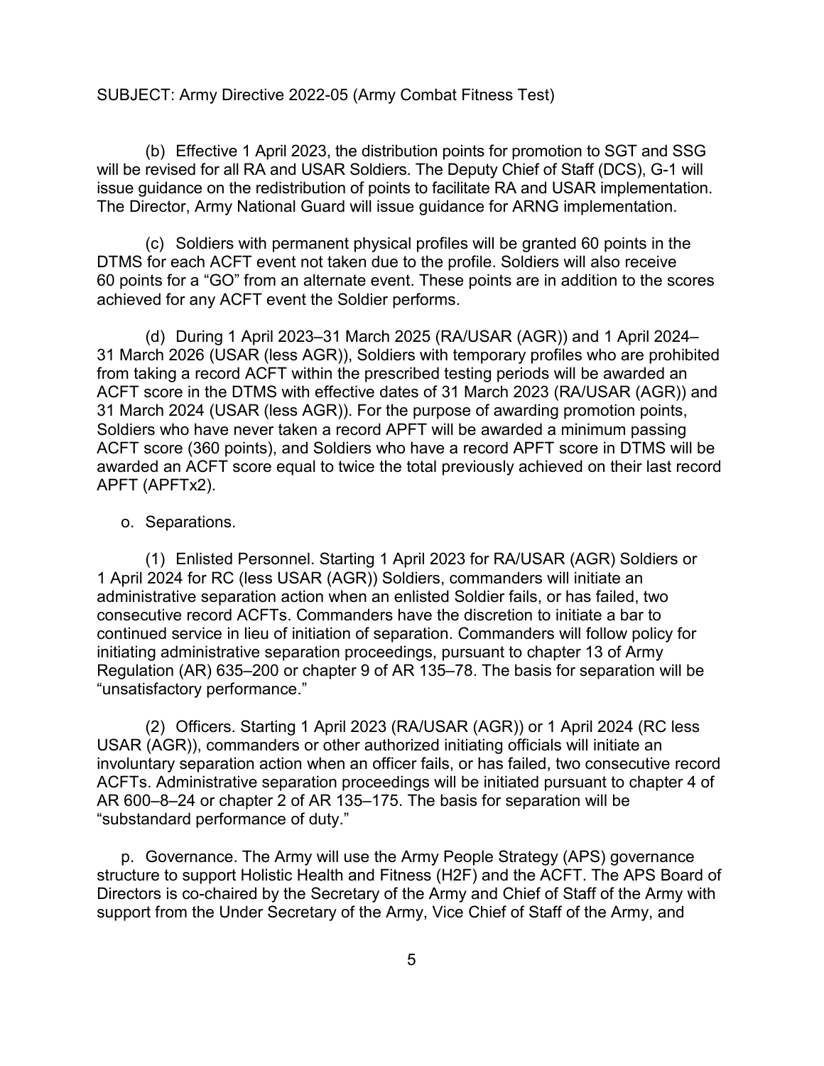SUBJECT: Army Directive 2022-05 (Army Combat Fitness Test)

(b) Effective 1 April 2023, the distribution points for promotion to SGT and SSG will be revised for all RA and USAR Soldiers. The Deputy Chief of Staff (DCS), G-1 will issue guidance on the redistribution of points to facilitate RA and USAR implementation. The Director, Army National Guard will issue guidance for ARNG implementation.

(c) Soldiers with permanent physical profiles will be granted 60 points in the DTMS for each ACFT event not taken due to the profile. Soldiers will also receive 60 points for a "GO" from an alternate event. These points are in addition to the scores achieved for any ACFT event the Soldier performs.

(d) During 1 April 2023–31 March 2025 (RA/USAR (AGR)) and 1 April 2024–31 March 2026 (USAR (less AGR)), Soldiers with temporary profiles who are prohibited from taking a record ACFT within the prescribed testing periods will be awarded an ACFT score in the DTMS with effective dates of 31 March 2023 (RA/USAR (AGR)) and 31 March 2024 (USAR (less AGR)). For the purpose of awarding promotion points, Soldiers who have never taken a record APFT will be awarded a minimum passing ACFT score (360 points), and Soldiers who have a record APFT score in DTMS will be awarded an ACFT score equal to twice the total previously achieved on their last record APFT (APFTx2).

o. Separations.

(1) Enlisted Personnel. Starting 1 April 2023 for RA/USAR (AGR) Soldiers or 1 April 2024 for RC (less USAR (AGR)) Soldiers, commanders will initiate an administrative separation action when an enlisted Soldier fails, or has failed, two consecutive record ACFTs. Commanders have the discretion to initiate a bar to continued service in lieu of initiation of separation. Commanders will follow policy for initiating administrative separation proceedings, pursuant to chapter 13 of Army Regulation (AR) 635–200 or chapter 9 of AR 135–78. The basis for separation will be "unsatisfactory performance."

(2) Officers. Starting 1 April 2023 (RA/USAR (AGR)) or 1 April 2024 (RC less USAR (AGR)), commanders or other authorized initiating officials will initiate an involuntary separation action when an officer fails, or has failed, two consecutive record ACFTs. Administrative separation proceedings will be initiated pursuant to chapter 4 of AR 600–8–24 or chapter 2 of AR 135–175. The basis for separation will be "substandard performance of duty."

p. Governance. The Army will use the Army People Strategy (APS) governance structure to support Holistic Health and Fitness (H2F) and the ACFT. The APS Board of Directors is co-chaired by the Secretary of the Army and Chief of Staff of the Army with support from the Under Secretary of the Army, Vice Chief of Staff of the Army, and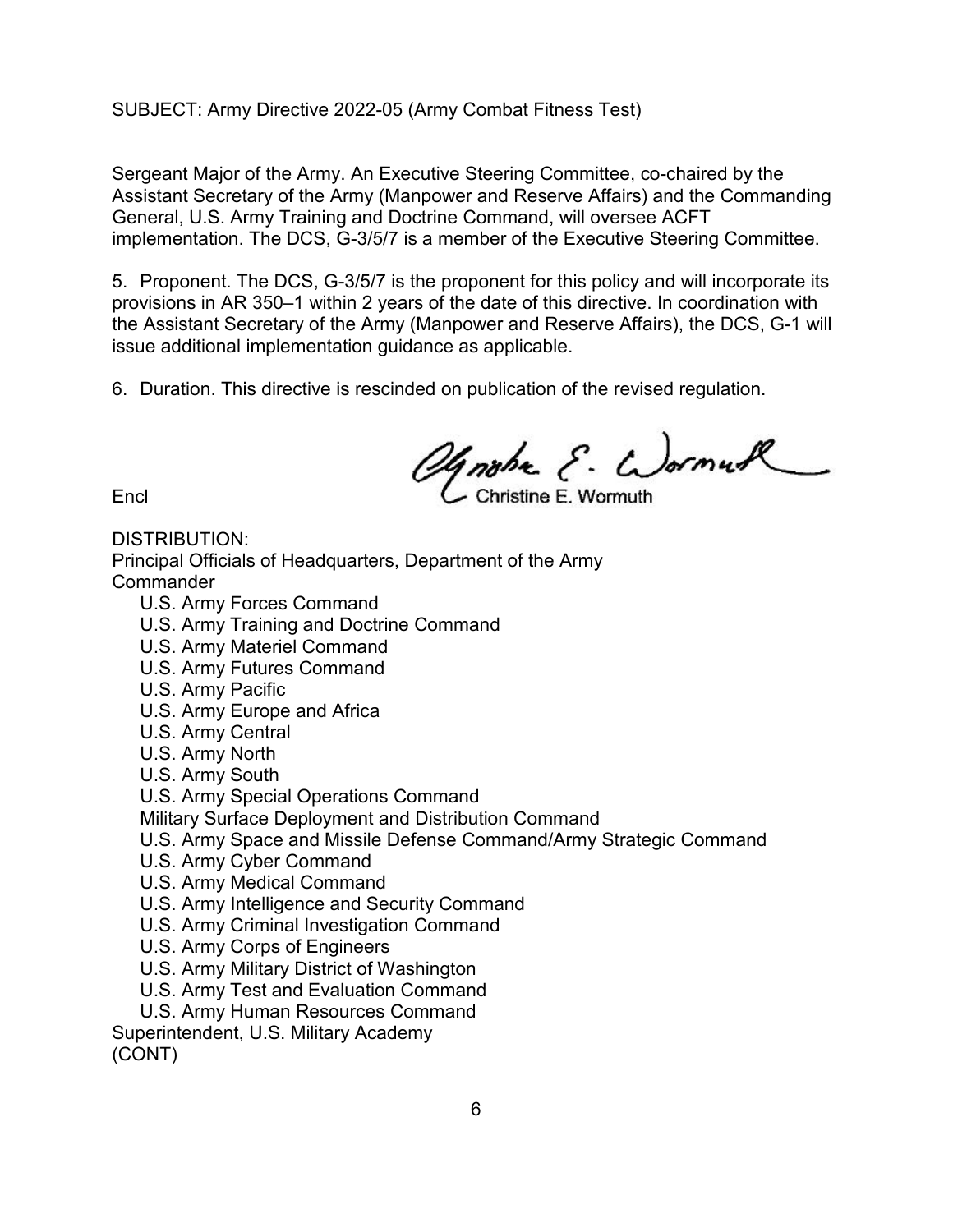SUBJECT: Army Directive 2022-05 (Army Combat Fitness Test)

Sergeant Major of the Army. An Executive Steering Committee, co-chaired by the Assistant Secretary of the Army (Manpower and Reserve Affairs) and the Commanding General, U.S. Army Training and Doctrine Command, will oversee ACFT implementation. The DCS, G-3/5/7 is a member of the Executive Steering Committee.

5. Proponent. The DCS, G-3/5/7 is the proponent for this policy and will incorporate its provisions in AR 350–1 within 2 years of the date of this directive. In coordination with the Assistant Secretary of the Army (Manpower and Reserve Affairs), the DCS, G-1 will issue additional implementation guidance as applicable.

6. Duration. This directive is rescinded on publication of the revised regulation.

Christine E. Wormuth

Encl

DISTRIBUTION:
Principal Officials of Headquarters, Department of the Army
Commander
- U.S. Army Forces Command
- U.S. Army Training and Doctrine Command
- U.S. Army Materiel Command
- U.S. Army Futures Command
- U.S. Army Pacific
- U.S. Army Europe and Africa
- U.S. Army Central
- U.S. Army North
- U.S. Army South
- U.S. Army Special Operations Command
- Military Surface Deployment and Distribution Command
- U.S. Army Space and Missile Defense Command/Army Strategic Command
- U.S. Army Cyber Command
- U.S. Army Medical Command
- U.S. Army Intelligence and Security Command
- U.S. Army Criminal Investigation Command
- U.S. Army Corps of Engineers
- U.S. Army Military District of Washington
- U.S. Army Test and Evaluation Command
- U.S. Army Human Resources Command

Superintendent, U.S. Military Academy
(CONT)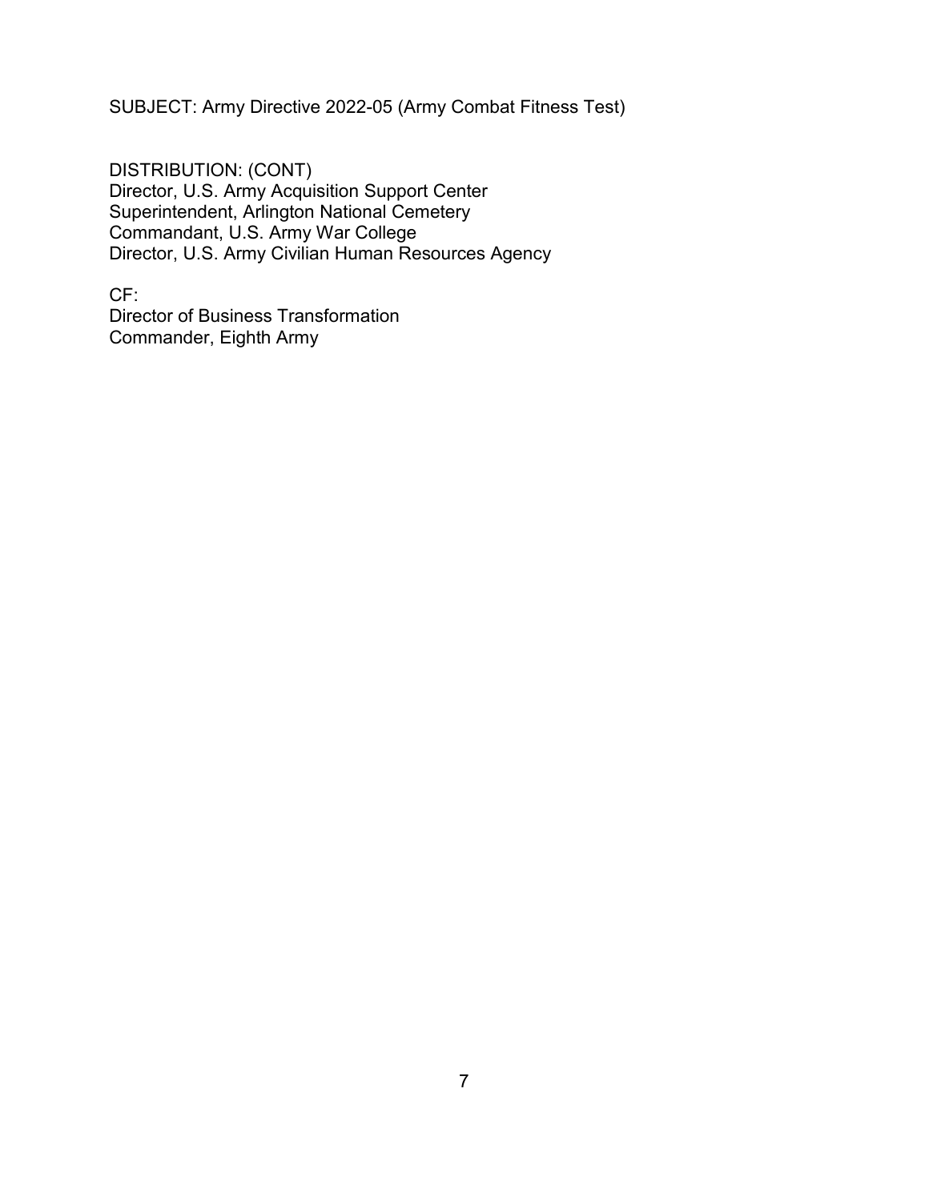SUBJECT: Army Directive 2022-05 (Army Combat Fitness Test)

DISTRIBUTION: (CONT)
Director, U.S. Army Acquisition Support Center
Superintendent, Arlington National Cemetery
Commandant, U.S. Army War College
Director, U.S. Army Civilian Human Resources Agency

CF:
Director of Business Transformation
Commander, Eighth Army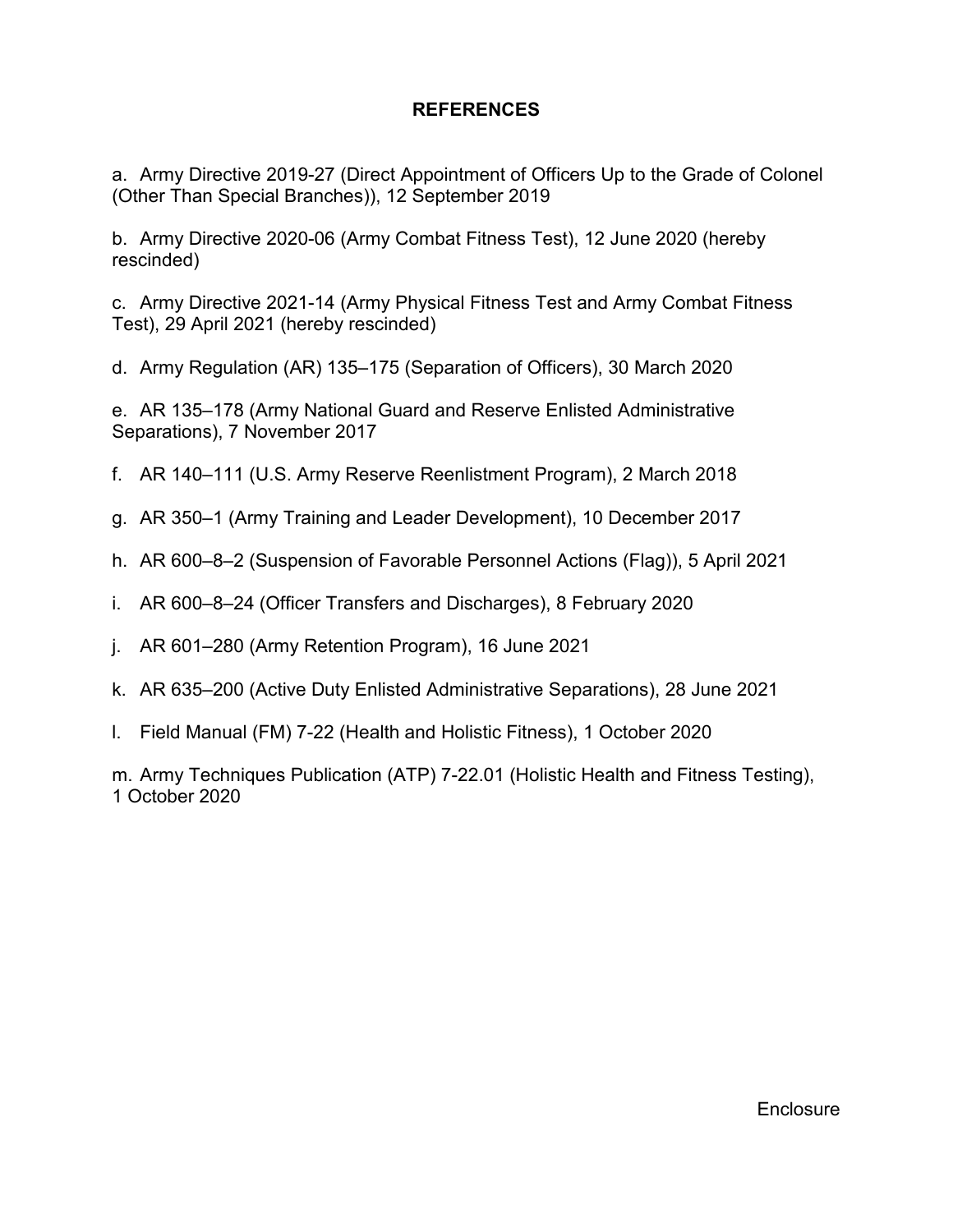# REFERENCES

a. Army Directive 2019-27 (Direct Appointment of Officers Up to the Grade of Colonel (Other Than Special Branches)), 12 September 2019

b. Army Directive 2020-06 (Army Combat Fitness Test), 12 June 2020 (hereby rescinded)

c. Army Directive 2021-14 (Army Physical Fitness Test and Army Combat Fitness Test), 29 April 2021 (hereby rescinded)

d. Army Regulation (AR) 135–175 (Separation of Officers), 30 March 2020

e. AR 135–178 (Army National Guard and Reserve Enlisted Administrative Separations), 7 November 2017

f. AR 140–111 (U.S. Army Reserve Reenlistment Program), 2 March 2018

g. AR 350–1 (Army Training and Leader Development), 10 December 2017

h. AR 600–8–2 (Suspension of Favorable Personnel Actions (Flag)), 5 April 2021

i. AR 600–8–24 (Officer Transfers and Discharges), 8 February 2020

j. AR 601–280 (Army Retention Program), 16 June 2021

k. AR 635–200 (Active Duty Enlisted Administrative Separations), 28 June 2021

l. Field Manual (FM) 7-22 (Health and Holistic Fitness), 1 October 2020

m. Army Techniques Publication (ATP) 7-22.01 (Holistic Health and Fitness Testing), 1 October 2020

Enclosure